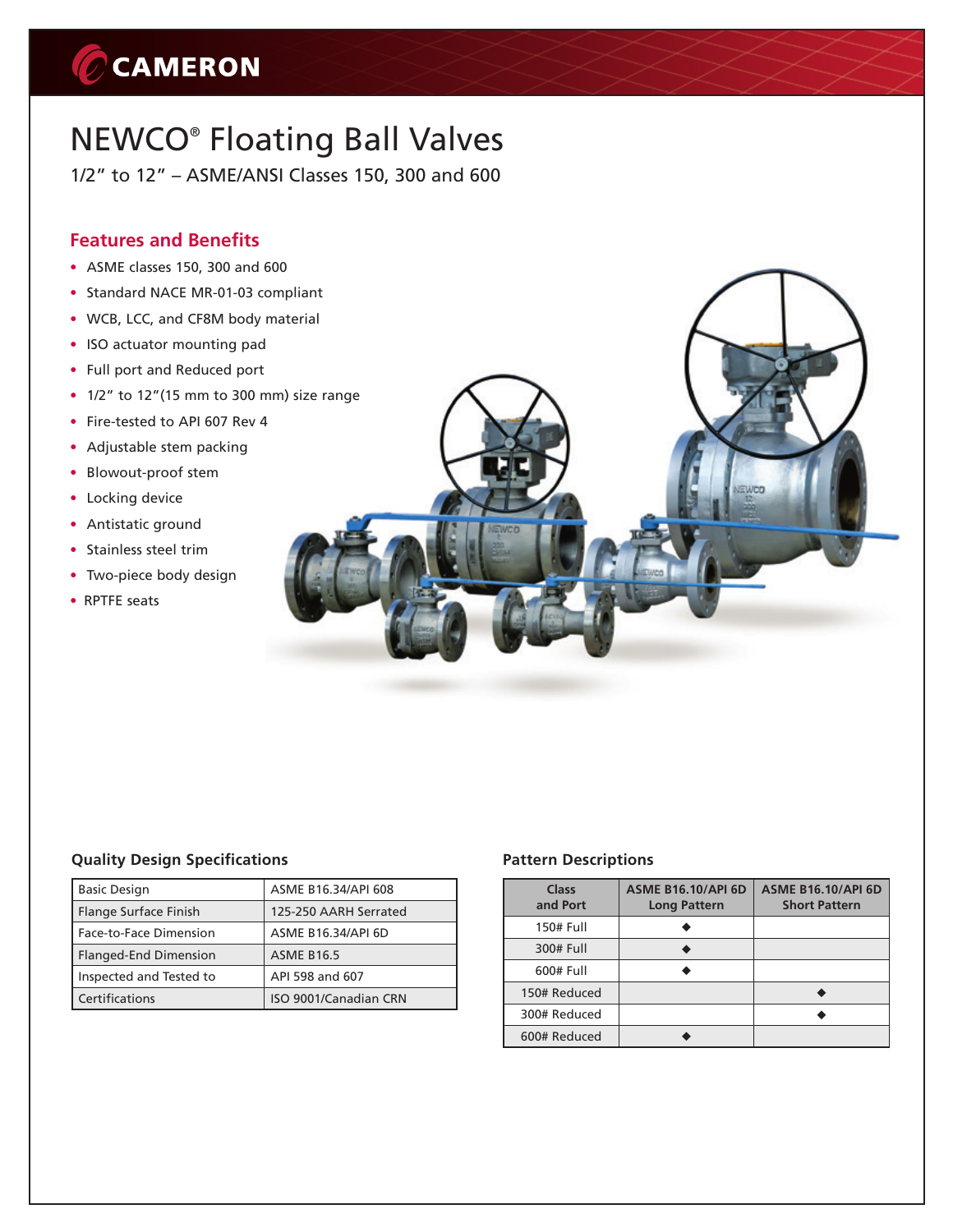CAMERON

# NEWCO® Floating Ball Valves

1/2" to 12" – ASME/ANSI Classes 150, 300 and 600

## Features and Benefits

- ASME classes 150, 300 and 600
- Standard NACE MR-01-03 compliant
- WCB, LCC, and CF8M body material
- ISO actuator mounting pad
- Full port and Reduced port
- 1/2" to 12"(15 mm to 300 mm) size range
- Fire-tested to API 607 Rev 4
- Adjustable stem packing
- Blowout-proof stem
- Locking device
- Antistatic ground
- Stainless steel trim
- Two-piece body design
- RPTFE seats

### Quality Design Specifications

| Basic Design | ASME B16.34/API 608 |
|---|---|
| Flange Surface Finish | 125-250 AARH Serrated |
| Face-to-Face Dimension | ASME B16.34/API 6D |
| Flanged-End Dimension | ASME B16.5 |
| Inspected and Tested to | API 598 and 607 |
| Certifications | ISO 9001/Canadian CRN |

### Pattern Descriptions

| Class and Port | ASME B16.10/API 6D Long Pattern | ASME B16.10/API 6D Short Pattern |
|---|---|---|
| 150# Full | ◆ | |
| 300# Full | ◆ | |
| 600# Full | ◆ | |
| 150# Reduced | | ◆ |
| 300# Reduced | | ◆ |
| 600# Reduced | ◆ | |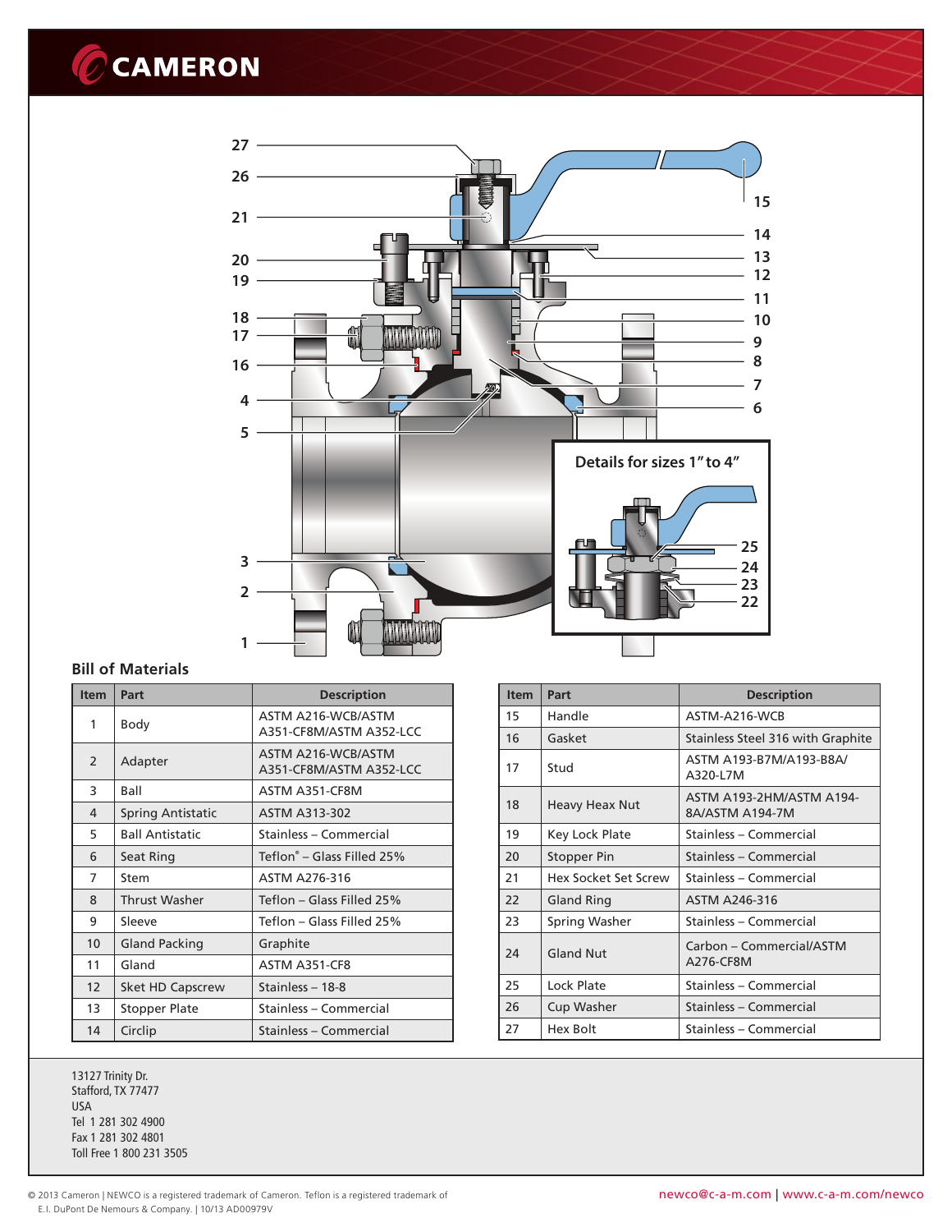CAMERON

27
26
21
20
19
18
17
16
4
5
3
2
1
15
14
13
12
11
10
9
8
7
6

Details for sizes 1" to 4"

25
24
23
22

## Bill of Materials

| Item | Part | Description |
| --- | --- | --- |
| 1 | Body | ASTM A216-WCB/ASTM A351-CF8M/ASTM A352-LCC |
| 2 | Adapter | ASTM A216-WCB/ASTM A351-CF8M/ASTM A352-LCC |
| 3 | Ball | ASTM A351-CF8M |
| 4 | Spring Antistatic | ASTM A313-302 |
| 5 | Ball Antistatic | Stainless – Commercial |
| 6 | Seat Ring | Teflon® – Glass Filled 25% |
| 7 | Stem | ASTM A276-316 |
| 8 | Thrust Washer | Teflon – Glass Filled 25% |
| 9 | Sleeve | Teflon – Glass Filled 25% |
| 10 | Gland Packing | Graphite |
| 11 | Gland | ASTM A351-CF8 |
| 12 | Sket HD Capscrew | Stainless – 18-8 |
| 13 | Stopper Plate | Stainless – Commercial |
| 14 | Circlip | Stainless – Commercial |

| Item | Part | Description |
| --- | --- | --- |
| 15 | Handle | ASTM-A216-WCB |
| 16 | Gasket | Stainless Steel 316 with Graphite |
| 17 | Stud | ASTM A193-B7M/A193-B8A/ A320-L7M |
| 18 | Heavy Heax Nut | ASTM A193-2HM/ASTM A194-8A/ASTM A194-7M |
| 19 | Key Lock Plate | Stainless – Commercial |
| 20 | Stopper Pin | Stainless – Commercial |
| 21 | Hex Socket Set Screw | Stainless – Commercial |
| 22 | Gland Ring | ASTM A246-316 |
| 23 | Spring Washer | Stainless – Commercial |
| 24 | Gland Nut | Carbon – Commercial/ASTM A276-CF8M |
| 25 | Lock Plate | Stainless – Commercial |
| 26 | Cup Washer | Stainless – Commercial |
| 27 | Hex Bolt | Stainless – Commercial |

13127 Trinity Dr.
Stafford, TX 77477
USA
Tel 1 281 302 4900
Fax 1 281 302 4801
Toll Free 1 800 231 3505

© 2013 Cameron | NEWCO is a registered trademark of Cameron. Teflon is a registered trademark of E.I. DuPont De Nemours & Company. | 10/13 AD00979V

newco@c-a-m.com | www.c-a-m.com/newco